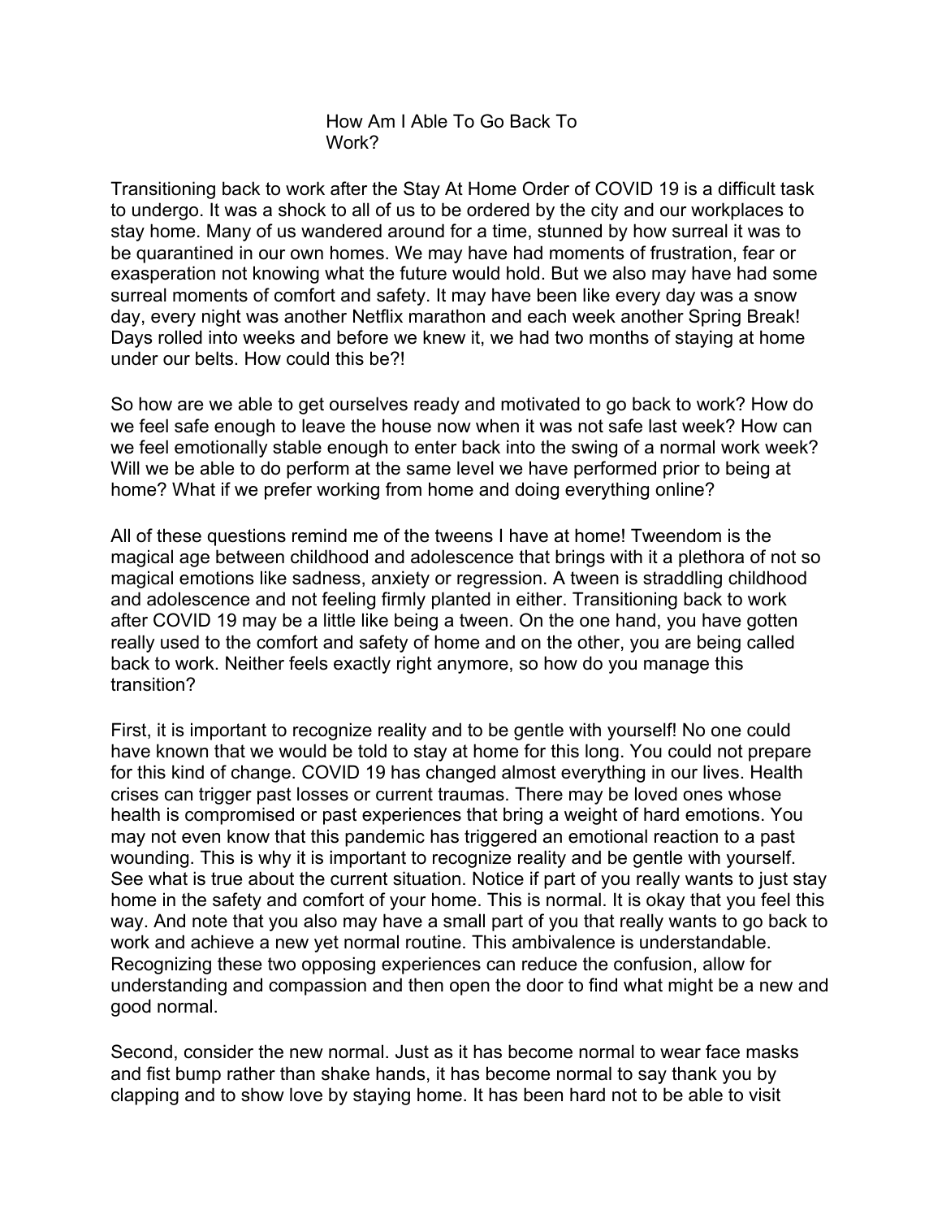# How Am I Able To Go Back To Work?

Transitioning back to work after the Stay At Home Order of COVID 19 is a difficult task to undergo. It was a shock to all of us to be ordered by the city and our workplaces to stay home. Many of us wandered around for a time, stunned by how surreal it was to be quarantined in our own homes. We may have had moments of frustration, fear or exasperation not knowing what the future would hold. But we also may have had some surreal moments of comfort and safety. It may have been like every day was a snow day, every night was another Netflix marathon and each week another Spring Break! Days rolled into weeks and before we knew it, we had two months of staying at home under our belts. How could this be?!

So how are we able to get ourselves ready and motivated to go back to work? How do we feel safe enough to leave the house now when it was not safe last week? How can we feel emotionally stable enough to enter back into the swing of a normal work week? Will we be able to do perform at the same level we have performed prior to being at home? What if we prefer working from home and doing everything online?

All of these questions remind me of the tweens I have at home! Tweendom is the magical age between childhood and adolescence that brings with it a plethora of not so magical emotions like sadness, anxiety or regression. A tween is straddling childhood and adolescence and not feeling firmly planted in either. Transitioning back to work after COVID 19 may be a little like being a tween. On the one hand, you have gotten really used to the comfort and safety of home and on the other, you are being called back to work. Neither feels exactly right anymore, so how do you manage this transition?

First, it is important to recognize reality and to be gentle with yourself! No one could have known that we would be told to stay at home for this long. You could not prepare for this kind of change. COVID 19 has changed almost everything in our lives. Health crises can trigger past losses or current traumas. There may be loved ones whose health is compromised or past experiences that bring a weight of hard emotions. You may not even know that this pandemic has triggered an emotional reaction to a past wounding. This is why it is important to recognize reality and be gentle with yourself. See what is true about the current situation. Notice if part of you really wants to just stay home in the safety and comfort of your home. This is normal. It is okay that you feel this way. And note that you also may have a small part of you that really wants to go back to work and achieve a new yet normal routine. This ambivalence is understandable. Recognizing these two opposing experiences can reduce the confusion, allow for understanding and compassion and then open the door to find what might be a new and good normal.

Second, consider the new normal. Just as it has become normal to wear face masks and fist bump rather than shake hands, it has become normal to say thank you by clapping and to show love by staying home. It has been hard not to be able to visit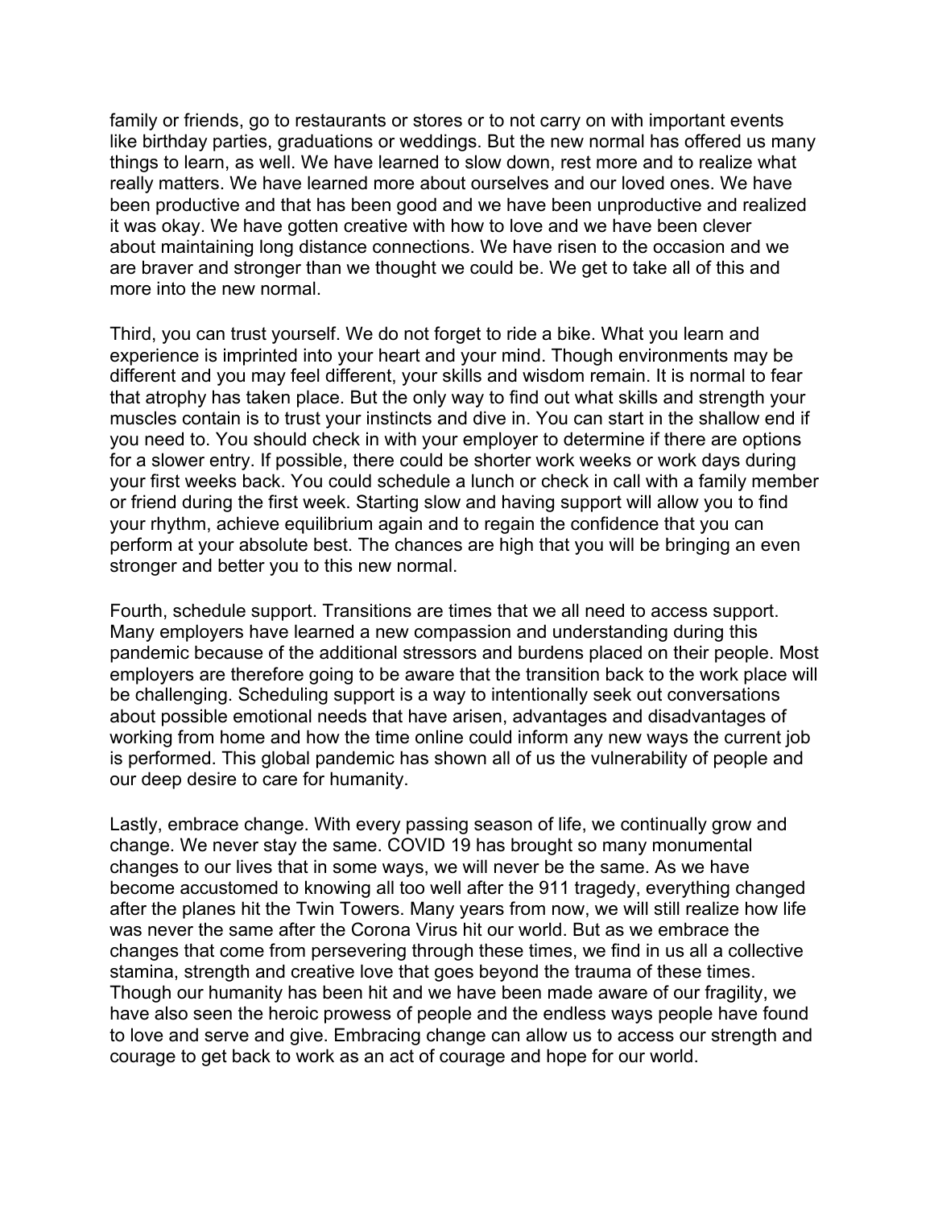family or friends, go to restaurants or stores or to not carry on with important events like birthday parties, graduations or weddings. But the new normal has offered us many things to learn, as well. We have learned to slow down, rest more and to realize what really matters. We have learned more about ourselves and our loved ones. We have been productive and that has been good and we have been unproductive and realized it was okay. We have gotten creative with how to love and we have been clever about maintaining long distance connections. We have risen to the occasion and we are braver and stronger than we thought we could be. We get to take all of this and more into the new normal.

Third, you can trust yourself. We do not forget to ride a bike. What you learn and experience is imprinted into your heart and your mind. Though environments may be different and you may feel different, your skills and wisdom remain. It is normal to fear that atrophy has taken place. But the only way to find out what skills and strength your muscles contain is to trust your instincts and dive in. You can start in the shallow end if you need to. You should check in with your employer to determine if there are options for a slower entry. If possible, there could be shorter work weeks or work days during your first weeks back. You could schedule a lunch or check in call with a family member or friend during the first week. Starting slow and having support will allow you to find your rhythm, achieve equilibrium again and to regain the confidence that you can perform at your absolute best. The chances are high that you will be bringing an even stronger and better you to this new normal.

Fourth, schedule support. Transitions are times that we all need to access support. Many employers have learned a new compassion and understanding during this pandemic because of the additional stressors and burdens placed on their people. Most employers are therefore going to be aware that the transition back to the work place will be challenging. Scheduling support is a way to intentionally seek out conversations about possible emotional needs that have arisen, advantages and disadvantages of working from home and how the time online could inform any new ways the current job is performed. This global pandemic has shown all of us the vulnerability of people and our deep desire to care for humanity.

Lastly, embrace change. With every passing season of life, we continually grow and change. We never stay the same. COVID 19 has brought so many monumental changes to our lives that in some ways, we will never be the same. As we have become accustomed to knowing all too well after the 911 tragedy, everything changed after the planes hit the Twin Towers. Many years from now, we will still realize how life was never the same after the Corona Virus hit our world. But as we embrace the changes that come from persevering through these times, we find in us all a collective stamina, strength and creative love that goes beyond the trauma of these times. Though our humanity has been hit and we have been made aware of our fragility, we have also seen the heroic prowess of people and the endless ways people have found to love and serve and give. Embracing change can allow us to access our strength and courage to get back to work as an act of courage and hope for our world.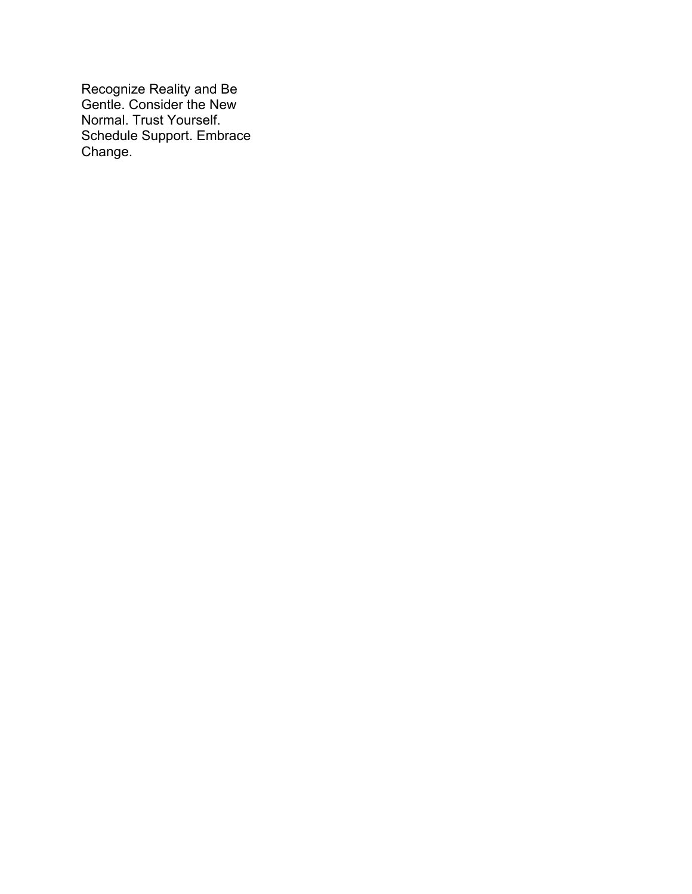Recognize Reality and Be Gentle. Consider the New Normal. Trust Yourself. Schedule Support. Embrace Change.